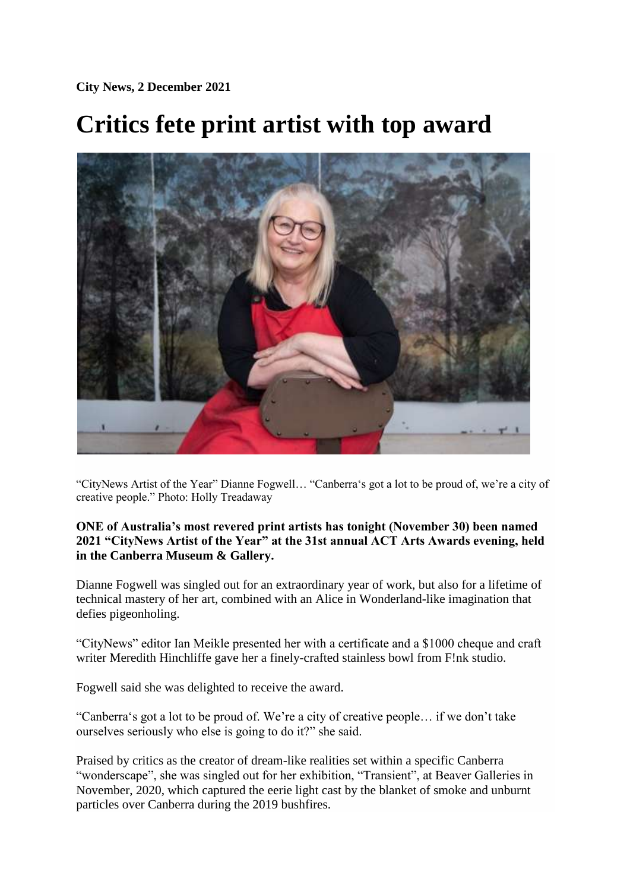**City News, 2 December 2021**

# Critics fete print artist with top award

"CityNews Artist of the Year" Dianne Fogwell… "Canberra's got a lot to be proud of, we're a city of creative people." Photo: Holly Treadaway

**ONE of Australia's most revered print artists has tonight (November 30) been named 2021 "CityNews Artist of the Year" at the 31st annual ACT Arts Awards evening, held in the Canberra Museum & Gallery.**

Dianne Fogwell was singled out for an extraordinary year of work, but also for a lifetime of technical mastery of her art, combined with an Alice in Wonderland-like imagination that defies pigeonholing.

"CityNews" editor Ian Meikle presented her with a certificate and a $1000 cheque and craft writer Meredith Hinchliffe gave her a finely-crafted stainless bowl from F!nk studio.

Fogwell said she was delighted to receive the award.

"Canberra's got a lot to be proud of. We're a city of creative people… if we don't take ourselves seriously who else is going to do it?" she said.

Praised by critics as the creator of dream-like realities set within a specific Canberra "wonderscape", she was singled out for her exhibition, "Transient", at Beaver Galleries in November, 2020, which captured the eerie light cast by the blanket of smoke and unburnt particles over Canberra during the 2019 bushfires.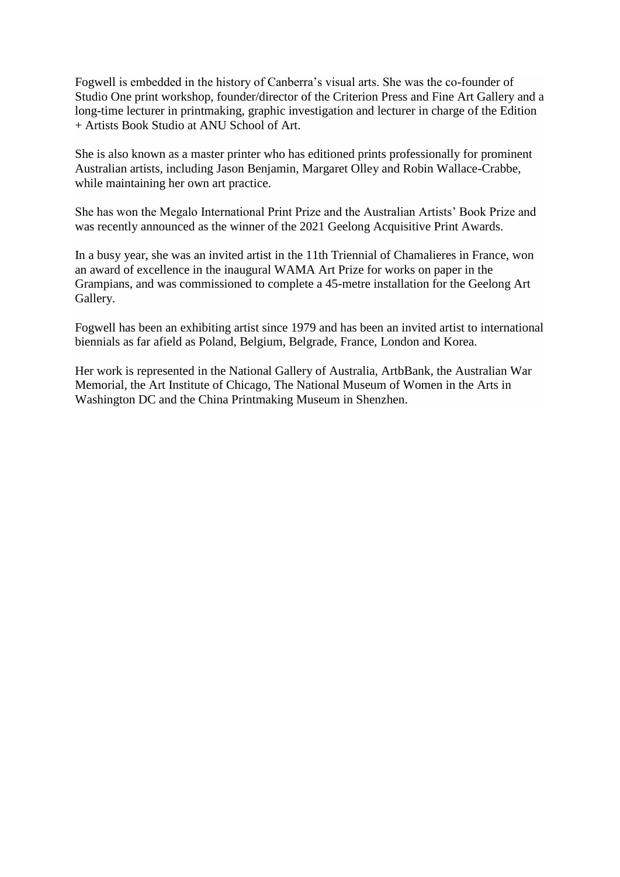Fogwell is embedded in the history of Canberra's visual arts. She was the co-founder of Studio One print workshop, founder/director of the Criterion Press and Fine Art Gallery and a long-time lecturer in printmaking, graphic investigation and lecturer in charge of the Edition + Artists Book Studio at ANU School of Art.

She is also known as a master printer who has editioned prints professionally for prominent Australian artists, including Jason Benjamin, Margaret Olley and Robin Wallace-Crabbe, while maintaining her own art practice.

She has won the Megalo International Print Prize and the Australian Artists' Book Prize and was recently announced as the winner of the 2021 Geelong Acquisitive Print Awards.

In a busy year, she was an invited artist in the 11th Triennial of Chamalieres in France, won an award of excellence in the inaugural WAMA Art Prize for works on paper in the Grampians, and was commissioned to complete a 45-metre installation for the Geelong Art Gallery.

Fogwell has been an exhibiting artist since 1979 and has been an invited artist to international biennials as far afield as Poland, Belgium, Belgrade, France, London and Korea.

Her work is represented in the National Gallery of Australia, ArtbBank, the Australian War Memorial, the Art Institute of Chicago, The National Museum of Women in the Arts in Washington DC and the China Printmaking Museum in Shenzhen.